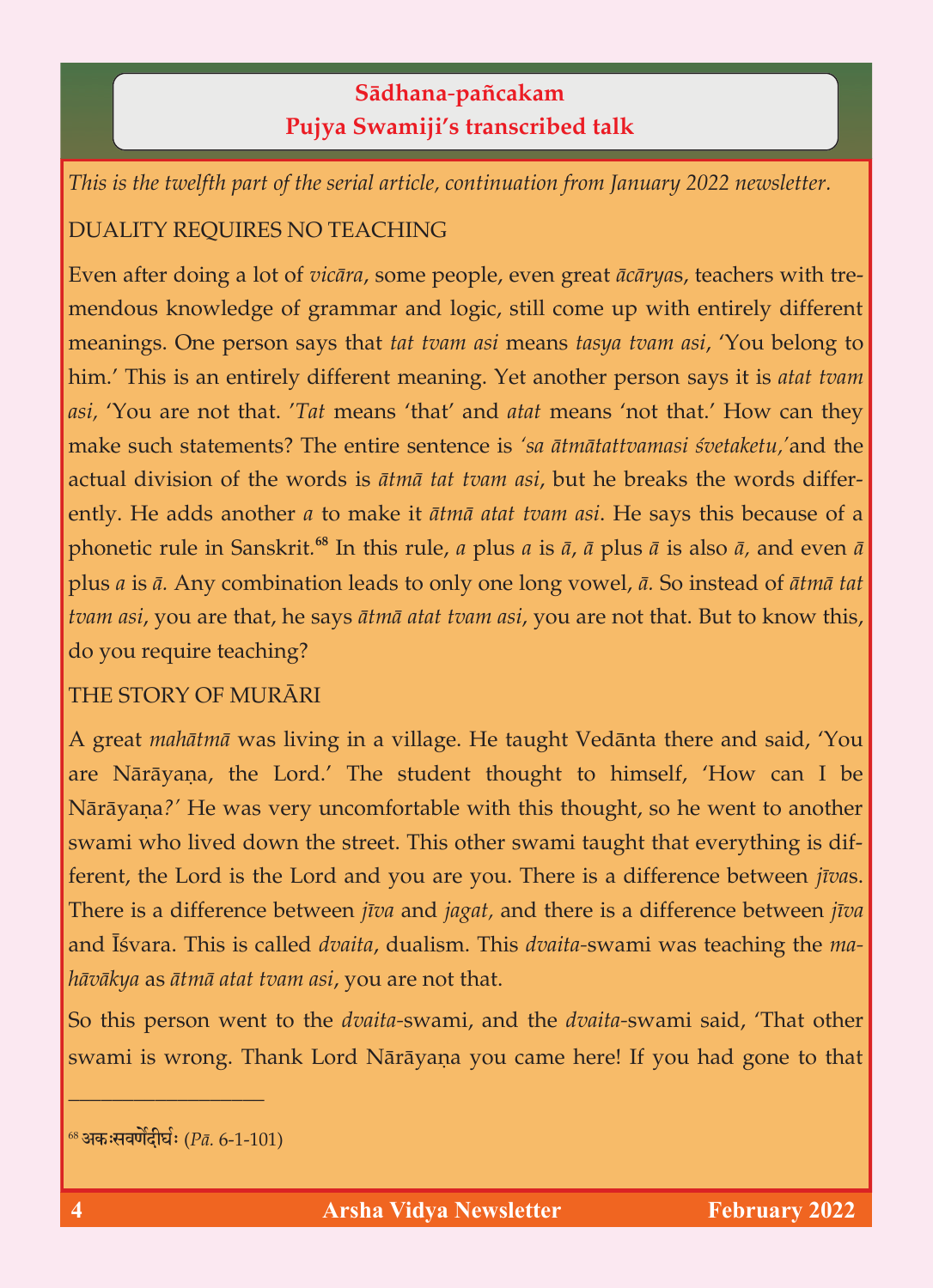# Sādhana-pañcakam
## Pujya Swamiji's transcribed talk

*This is the twelfth part of the serial article, continuation from January 2022 newsletter.*

### DUALITY REQUIRES NO TEACHING

Even after doing a lot of *vicāra*, some people, even great *ācārya*s, teachers with tremendous knowledge of grammar and logic, still come up with entirely different meanings. One person says that *tat tvam asi* means *tasya tvam asi*, 'You belong to him.' This is an entirely different meaning. Yet another person says it is *atat tvam asi,* 'You are not that. '*Tat* means 'that' and *atat* means 'not that.' How can they make such statements? The entire sentence is *'sa ātmātattvamasi śvetaketu,'*and the actual division of the words is *ātmā tat tvam asi*, but he breaks the words differently. He adds another *a* to make it *ātmā atat tvam asi*. He says this because of a phonetic rule in Sanskrit.[68] In this rule, *a* plus *a* is *ā*, *ā* plus *ā* is also *ā,* and even *ā* plus *a* is *ā.* Any combination leads to only one long vowel, *ā.* So instead of *ātmā tat tvam asi*, you are that, he says *ātmā atat tvam asi*, you are not that. But to know this, do you require teaching?

### THE STORY OF MURĀRI

A great *mahātmā* was living in a village. He taught Vedānta there and said, 'You are Nārāyaṇa, the Lord.' The student thought to himself, 'How can I be Nārāyaṇa?' He was very uncomfortable with this thought, so he went to another swami who lived down the street. This other swami taught that everything is different, the Lord is the Lord and you are you. There is a difference between *jīva*s. There is a difference between *jīva* and *jagat,* and there is a difference between *jīva* and Īśvara. This is called *dvaita*, dualism. This *dvaita*-swami was teaching the *mahāvākya* as *ātmā atat tvam asi*, you are not that.

So this person went to the *dvaita*-swami, and the *dvaita*-swami said, 'That other swami is wrong. Thank Lord Nārāyaṇa you came here! If you had gone to that

---

[68] अकः सवर्णे दीर्घः (*Pā.* 6-1-101)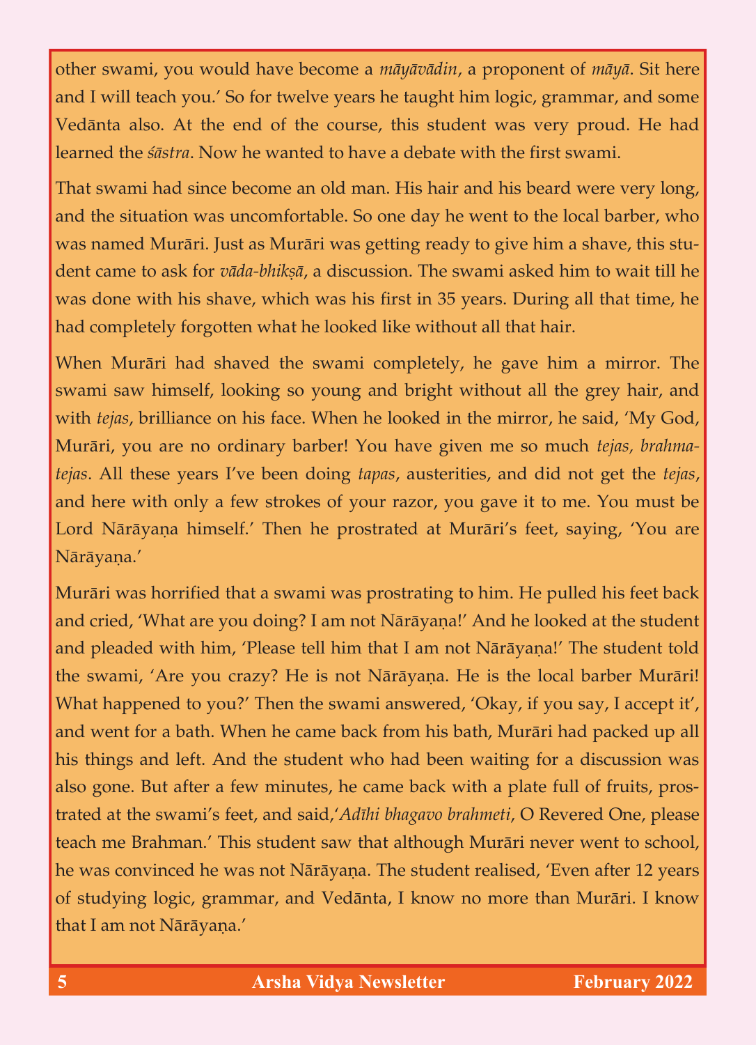other swami, you would have become a *māyāvādin*, a proponent of *māyā*. Sit here and I will teach you.' So for twelve years he taught him logic, grammar, and some Vedānta also. At the end of the course, this student was very proud. He had learned the *śāstra*. Now he wanted to have a debate with the first swami.

That swami had since become an old man. His hair and his beard were very long, and the situation was uncomfortable. So one day he went to the local barber, who was named Murāri. Just as Murāri was getting ready to give him a shave, this student came to ask for *vāda-bhikṣā*, a discussion. The swami asked him to wait till he was done with his shave, which was his first in 35 years. During all that time, he had completely forgotten what he looked like without all that hair.

When Murāri had shaved the swami completely, he gave him a mirror. The swami saw himself, looking so young and bright without all the grey hair, and with *tejas*, brilliance on his face. When he looked in the mirror, he said, 'My God, Murāri, you are no ordinary barber! You have given me so much *tejas, brahma-tejas*. All these years I've been doing *tapas*, austerities, and did not get the *tejas*, and here with only a few strokes of your razor, you gave it to me. You must be Lord Nārāyaṇa himself.' Then he prostrated at Murāri's feet, saying, 'You are Nārāyaṇa.'

Murāri was horrified that a swami was prostrating to him. He pulled his feet back and cried, 'What are you doing? I am not Nārāyaṇa!' And he looked at the student and pleaded with him, 'Please tell him that I am not Nārāyaṇa!' The student told the swami, 'Are you crazy? He is not Nārāyaṇa. He is the local barber Murāri! What happened to you?' Then the swami answered, 'Okay, if you say, I accept it', and went for a bath. When he came back from his bath, Murāri had packed up all his things and left. And the student who had been waiting for a discussion was also gone. But after a few minutes, he came back with a plate full of fruits, prostrated at the swami's feet, and said,'*Adīhi bhagavo brahmeti*, O Revered One, please teach me Brahman.' This student saw that although Murāri never went to school, he was convinced he was not Nārāyaṇa. The student realised, 'Even after 12 years of studying logic, grammar, and Vedānta, I know no more than Murāri. I know that I am not Nārāyaṇa.'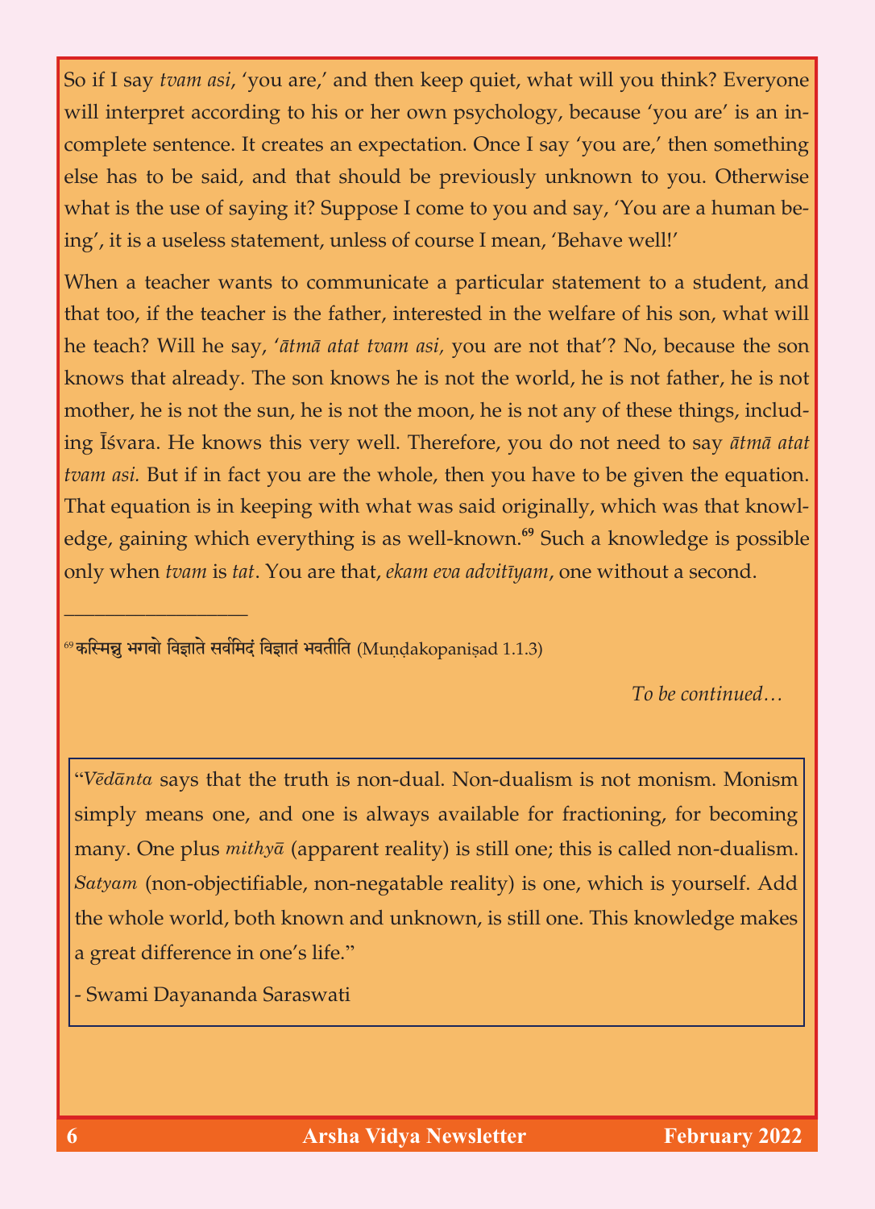So if I say *tvam asi*, 'you are,' and then keep quiet, what will you think? Everyone will interpret according to his or her own psychology, because 'you are' is an incomplete sentence. It creates an expectation. Once I say 'you are,' then something else has to be said, and that should be previously unknown to you. Otherwise what is the use of saying it? Suppose I come to you and say, 'You are a human being', it is a useless statement, unless of course I mean, 'Behave well!'

When a teacher wants to communicate a particular statement to a student, and that too, if the teacher is the father, interested in the welfare of his son, what will he teach? Will he say, '*ātmā atat tvam asi,* you are not that'? No, because the son knows that already. The son knows he is not the world, he is not father, he is not mother, he is not the sun, he is not the moon, he is not any of these things, including Īśvara. He knows this very well. Therefore, you do not need to say *ātmā atat tvam asi.* But if in fact you are the whole, then you have to be given the equation. That equation is in keeping with what was said originally, which was that knowledge, gaining which everything is as well-known.[69] Such a knowledge is possible only when *tvam* is *tat*. You are that, *ekam eva advitīyam*, one without a second.

---

[69] कस्मिन्नु भगवो विज्ञाते सर्वमिदं विज्ञातं भवतीति (Muṇḍakopaniṣad 1.1.3)

*To be continued…*

"*Vēdānta* says that the truth is non-dual. Non-dualism is not monism. Monism simply means one, and one is always available for fractioning, for becoming many. One plus *mithyā* (apparent reality) is still one; this is called non-dualism. *Satyam* (non-objectifiable, non-negatable reality) is one, which is yourself. Add the whole world, both known and unknown, is still one. This knowledge makes a great difference in one's life."

\- Swami Dayananda Saraswati